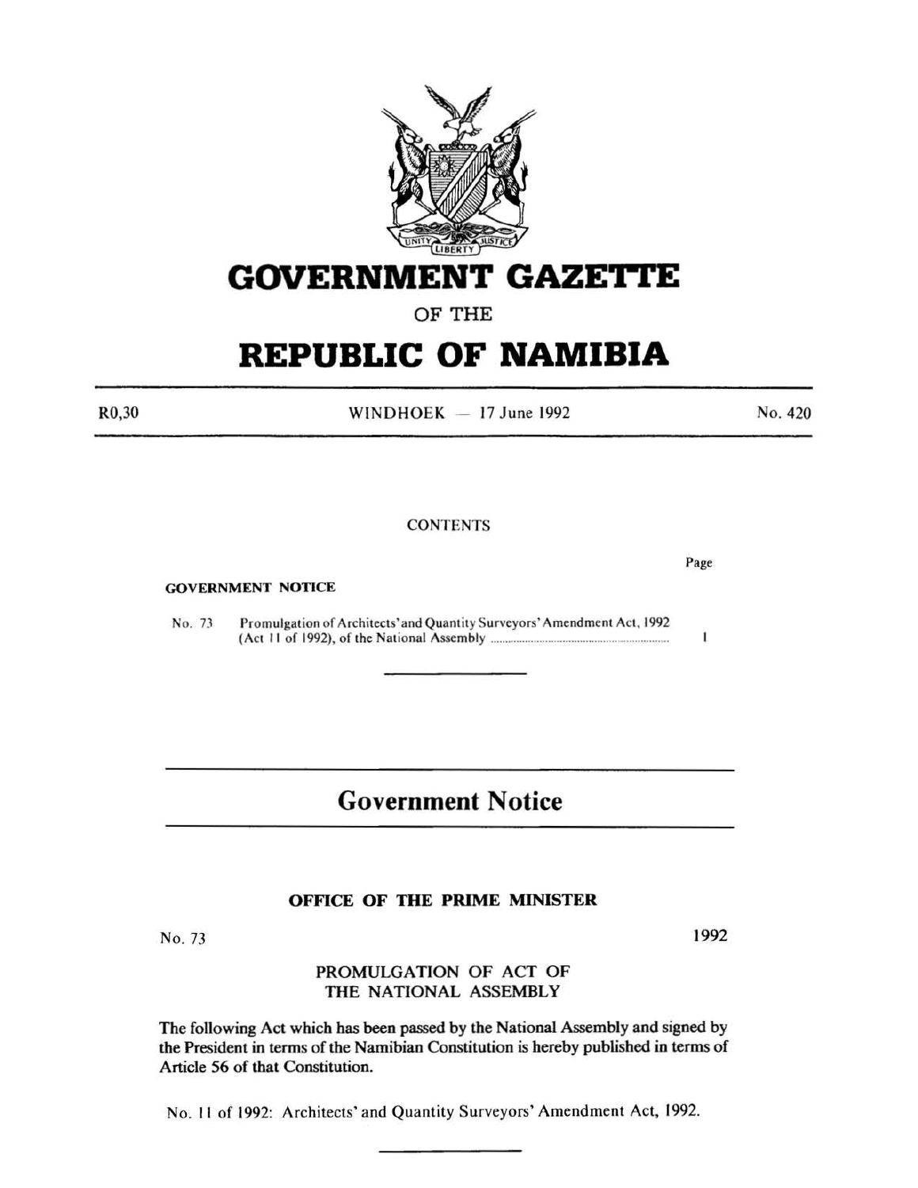# GOVERNMENT GAZETTE

OF THE

# REPUBLIC OF NAMIBIA

R0,30 WINDHOEK — 17 June 1992 No. 420

CONTENTS

Page

**GOVERNMENT NOTICE**

No. 73 Promulgation of Architects' and Quantity Surveyors' Amendment Act, 1992 (Act 11 of 1992), of the National Assembly ........................................ 1

## Government Notice

### OFFICE OF THE PRIME MINISTER

No. 73 1992

PROMULGATION OF ACT OF THE NATIONAL ASSEMBLY

**The following Act which has been passed by the National Assembly and signed by the President in terms of the Namibian Constitution is hereby published in terms of Article 56 of that Constitution.**

No. 11 of 1992: Architects' and Quantity Surveyors' Amendment Act, 1992.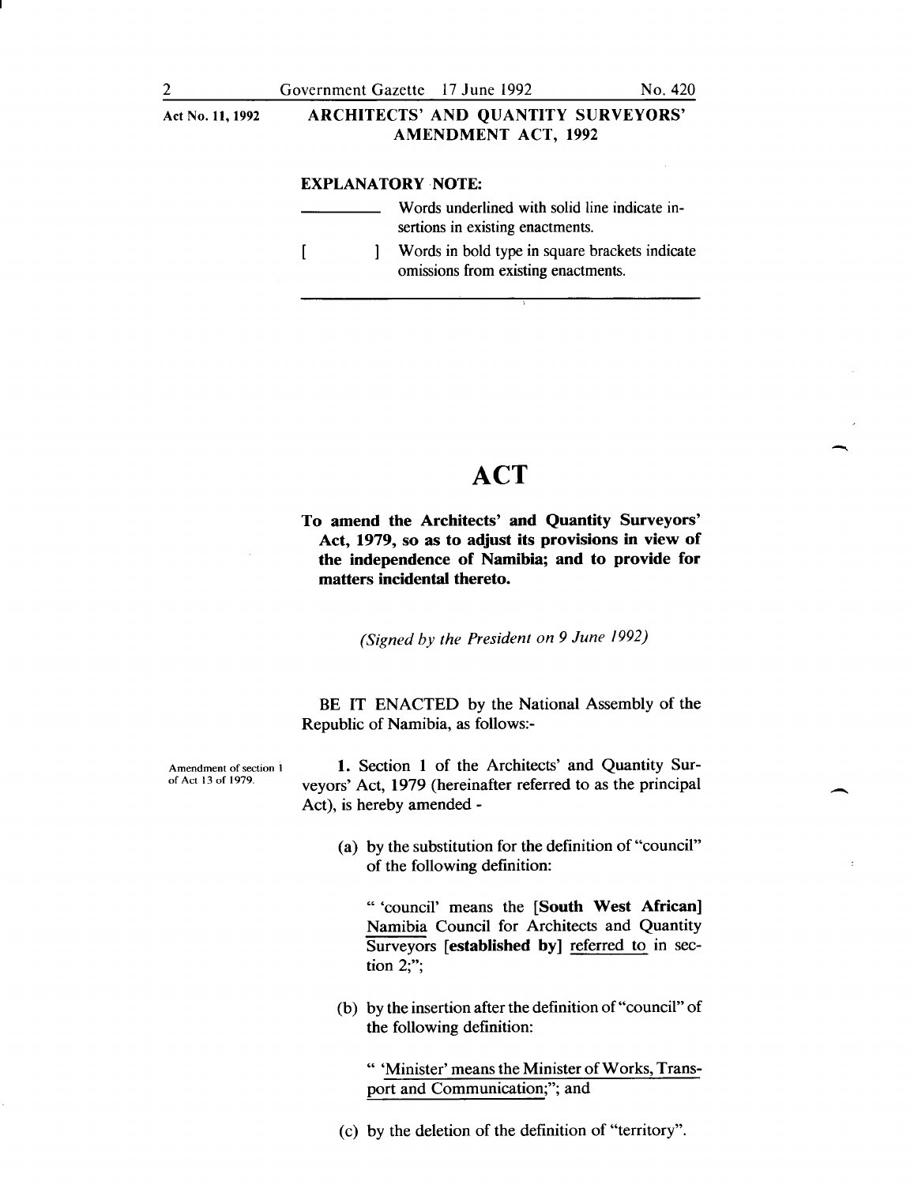**EXPLANATORY NOTE:**

________ Words underlined with solid line indicate insertions in existing enactments.

[ ] Words in bold type in square brackets indicate omissions from existing enactments.

# ACT

**To amend the Architects' and Quantity Surveyors' Act, 1979, so as to adjust its provisions in view of the independence of Namibia; and to provide for matters incidental thereto.**

*(Signed by the President on 9 June 1992)*

BE IT ENACTED by the National Assembly of the Republic of Namibia, as follows:-

Amendment of section 1 of Act 13 of 1979.

**1.** Section 1 of the Architects' and Quantity Surveyors' Act, 1979 (hereinafter referred to as the principal Act), is hereby amended -

(a) by the substitution for the definition of "council" of the following definition:

" 'council' means the [**South West African**] <u>Namibia</u> Council for Architects and Quantity Surveyors [**established by**] <u>referred to</u> in section 2;";

(b) by the insertion after the definition of "council" of the following definition:

" <u>'Minister' means the Minister of Works, Transport and Communication;</u>"; and

(c) by the deletion of the definition of "territory".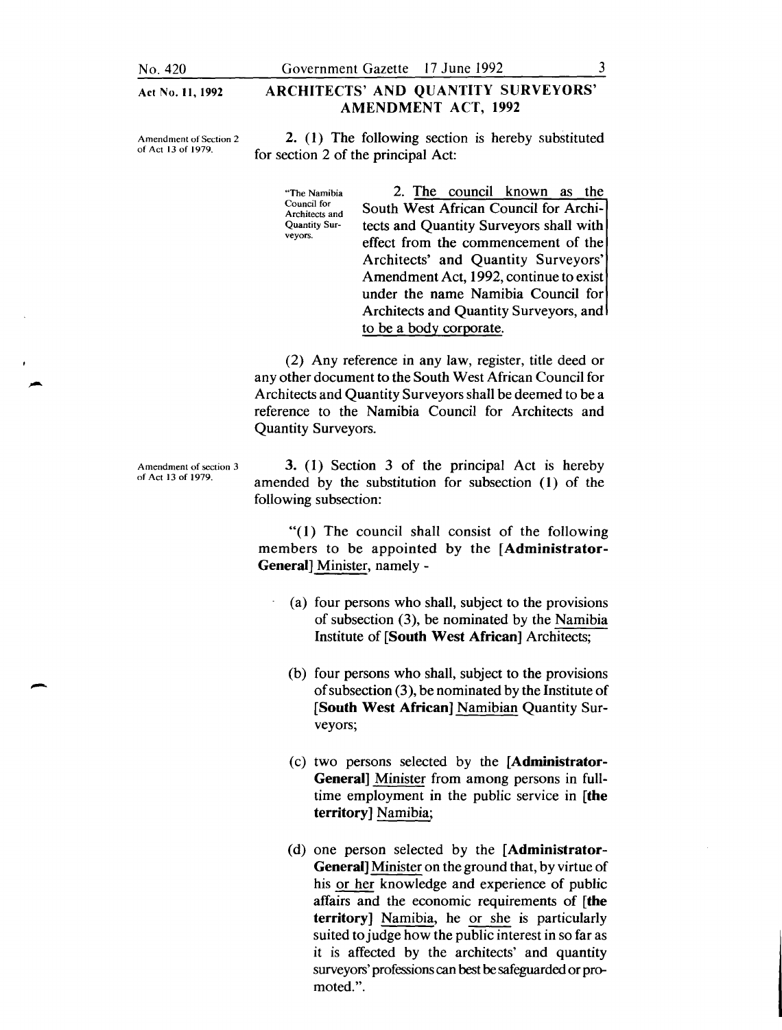Act No. 11, 1992

## ARCHITECTS' AND QUANTITY SURVEYORS' AMENDMENT ACT, 1992

*Amendment of Section 2 of Act 13 of 1979.*

**2.** (1) The following section is hereby substituted for section 2 of the principal Act:

"The Namibia Council for Architects and Quantity Surveyors.

2. The council known as the South West African Council for Architects and Quantity Surveyors shall with effect from the commencement of the Architects' and Quantity Surveyors' Amendment Act, 1992, continue to exist under the name Namibia Council for Architects and Quantity Surveyors, and to be a body corporate.

(2) Any reference in any law, register, title deed or any other document to the South West African Council for Architects and Quantity Surveyors shall be deemed to be a reference to the Namibia Council for Architects and Quantity Surveyors.

*Amendment of section 3 of Act 13 of 1979.*

**3.** (1) Section 3 of the principal Act is hereby amended by the substitution for subsection (1) of the following subsection:

"(1) The council shall consist of the following members to be appointed by the [**Administrator-General**] Minister, namely -

(a) four persons who shall, subject to the provisions of subsection (3), be nominated by the Namibia Institute of [**South West African**] Architects;

(b) four persons who shall, subject to the provisions of subsection (3), be nominated by the Institute of [**South West African**] Namibian Quantity Surveyors;

(c) two persons selected by the [**Administrator-General**] Minister from among persons in full-time employment in the public service in [**the territory**] Namibia;

(d) one person selected by the [**Administrator-General**] Minister on the ground that, by virtue of his or her knowledge and experience of public affairs and the economic requirements of [**the territory**] Namibia, he or she is particularly suited to judge how the public interest in so far as it is affected by the architects' and quantity surveyors' professions can best be safeguarded or promoted.".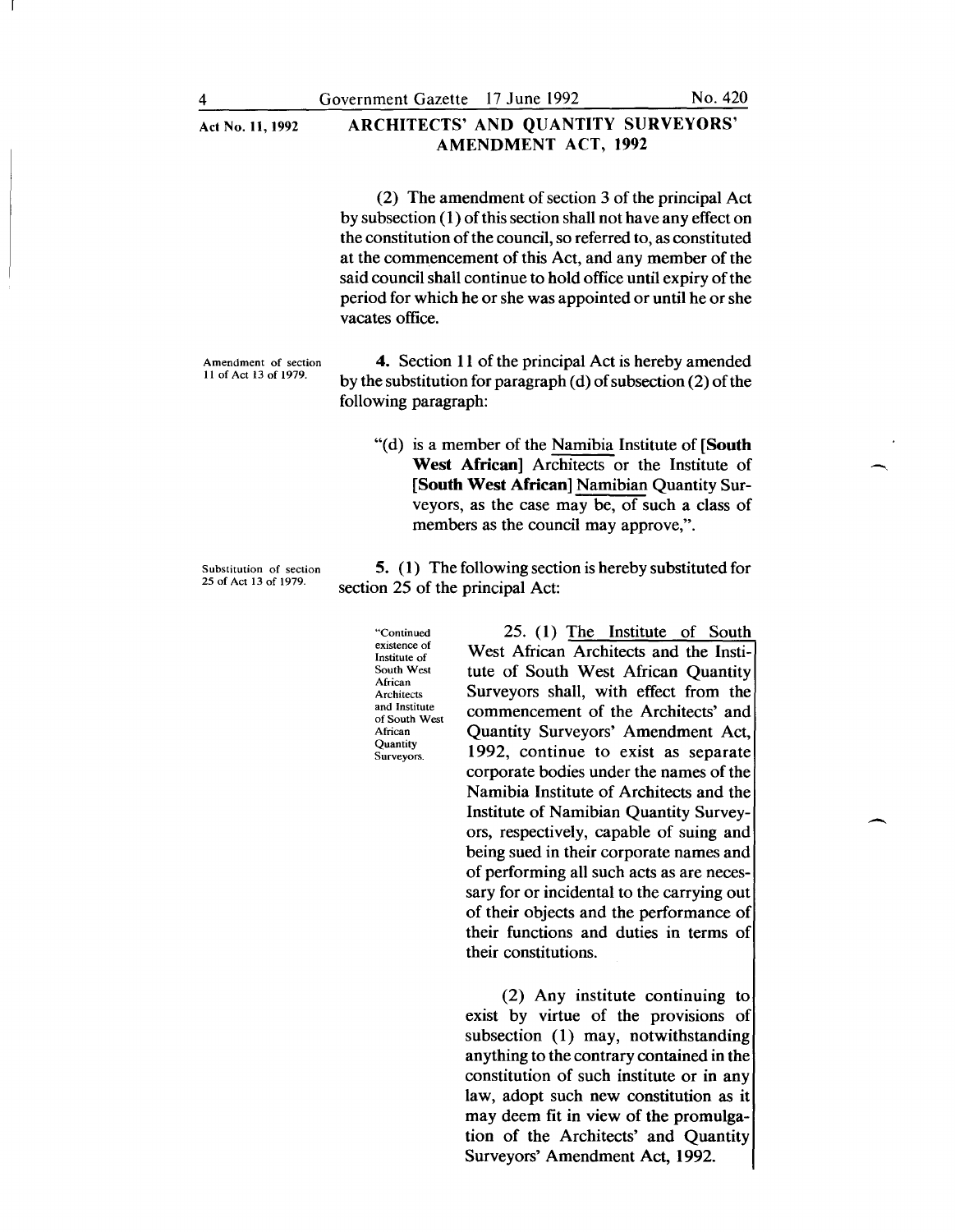**ARCHITECTS' AND QUANTITY SURVEYORS' AMENDMENT ACT, 1992**

(2) The amendment of section 3 of the principal Act by subsection (1) of this section shall not have any effect on the constitution of the council, so referred to, as constituted at the commencement of this Act, and any member of the said council shall continue to hold office until expiry of the period for which he or she was appointed or until he or she vacates office.

*Amendment of section 11 of Act 13 of 1979.*

**4.** Section 11 of the principal Act is hereby amended by the substitution for paragraph (d) of subsection (2) of the following paragraph:

"(d) is a member of the Namibia Institute of **[South West African]** Architects or the Institute of **[South West African]** Namibian Quantity Surveyors, as the case may be, of such a class of members as the council may approve,".

*Substitution of section 25 of Act 13 of 1979.*

**5.** (1) The following section is hereby substituted for section 25 of the principal Act:

*"Continued existence of Institute of South West African Architects and Institute of South West African Quantity Surveyors.*

25. (1) The Institute of South West African Architects and the Institute of South West African Quantity Surveyors shall, with effect from the commencement of the Architects' and Quantity Surveyors' Amendment Act, 1992, continue to exist as separate corporate bodies under the names of the Namibia Institute of Architects and the Institute of Namibian Quantity Surveyors, respectively, capable of suing and being sued in their corporate names and of performing all such acts as are necessary for or incidental to the carrying out of their objects and the performance of their functions and duties in terms of their constitutions.

(2) Any institute continuing to exist by virtue of the provisions of subsection (1) may, notwithstanding anything to the contrary contained in the constitution of such institute or in any law, adopt such new constitution as it may deem fit in view of the promulgation of the Architects' and Quantity Surveyors' Amendment Act, 1992.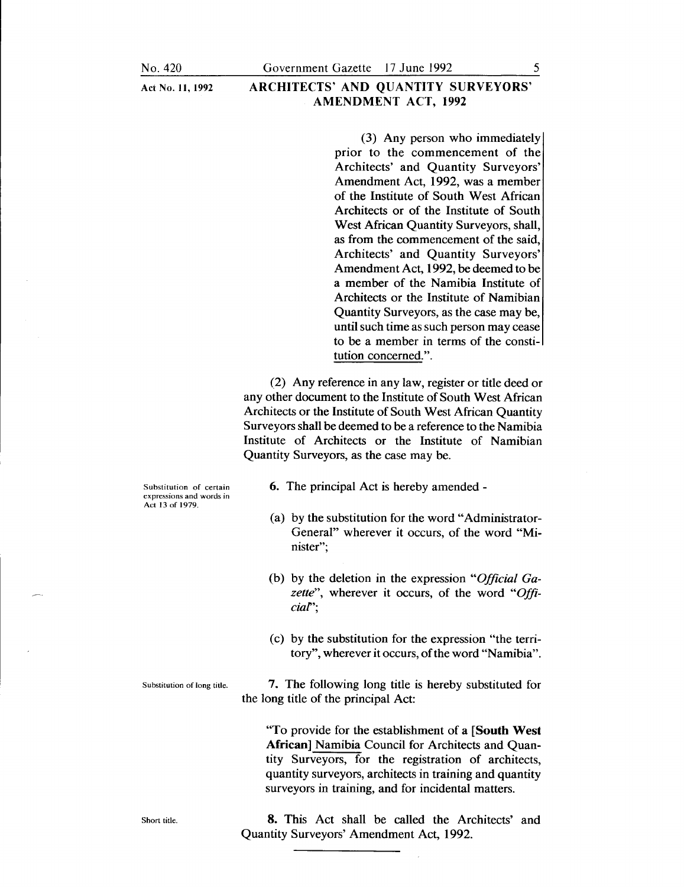(3) Any person who immediately prior to the commencement of the Architects' and Quantity Surveyors' Amendment Act, 1992, was a member of the Institute of South West African Architects or of the Institute of South West African Quantity Surveyors, shall, as from the commencement of the said, Architects' and Quantity Surveyors' Amendment Act, 1992, be deemed to be a member of the Namibia Institute of Architects or the Institute of Namibian Quantity Surveyors, as the case may be, until such time as such person may cease to be a member in terms of the constitution concerned.".

(2) Any reference in any law, register or title deed or any other document to the Institute of South West African Architects or the Institute of South West African Quantity Surveyors shall be deemed to be a reference to the Namibia Institute of Architects or the Institute of Namibian Quantity Surveyors, as the case may be.

*Substitution of certain expressions and words in Act 13 of 1979.*

**6.** The principal Act is hereby amended -

(a) by the substitution for the word "Administrator-General" wherever it occurs, of the word "Minister";

(b) by the deletion in the expression "*Official Gazette*", wherever it occurs, of the word "*Official*";

(c) by the substitution for the expression "the territory", wherever it occurs, of the word "Namibia".

*Substitution of long title.*

**7.** The following long title is hereby substituted for the long title of the principal Act:

"To provide for the establishment of a [**South West African**] Namibia Council for Architects and Quantity Surveyors, for the registration of architects, quantity surveyors, architects in training and quantity surveyors in training, and for incidental matters.

*Short title.*

**8.** This Act shall be called the Architects' and Quantity Surveyors' Amendment Act, 1992.